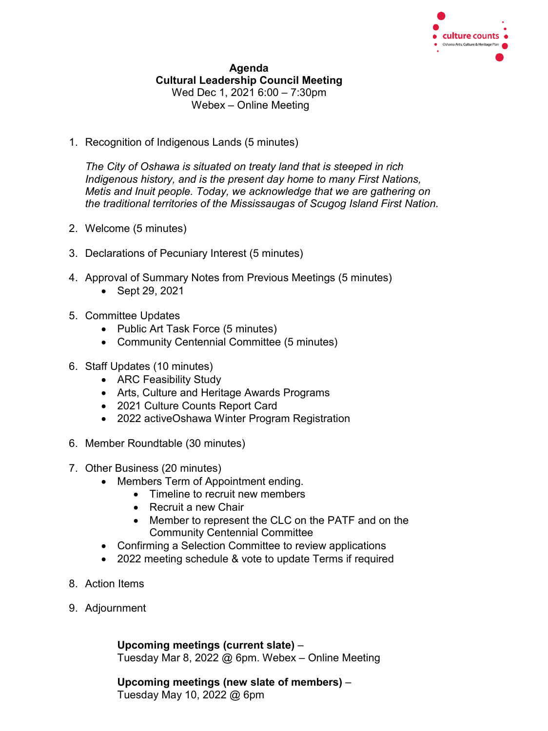**Agenda**
**Cultural Leadership Council Meeting**
Wed Dec 1, 2021 6:00 – 7:30pm
Webex – Online Meeting

1. Recognition of Indigenous Lands (5 minutes)

   *The City of Oshawa is situated on treaty land that is steeped in rich Indigenous history, and is the present day home to many First Nations, Metis and Inuit people. Today, we acknowledge that we are gathering on the traditional territories of the Mississaugas of Scugog Island First Nation.*

2. Welcome (5 minutes)

3. Declarations of Pecuniary Interest (5 minutes)

4. Approval of Summary Notes from Previous Meetings (5 minutes)
   - Sept 29, 2021

5. Committee Updates
   - Public Art Task Force (5 minutes)
   - Community Centennial Committee (5 minutes)

6. Staff Updates (10 minutes)
   - ARC Feasibility Study
   - Arts, Culture and Heritage Awards Programs
   - 2021 Culture Counts Report Card
   - 2022 activeOshawa Winter Program Registration

6. Member Roundtable (30 minutes)

7. Other Business (20 minutes)
   - Members Term of Appointment ending.
     - Timeline to recruit new members
     - Recruit a new Chair
     - Member to represent the CLC on the PATF and on the Community Centennial Committee
   - Confirming a Selection Committee to review applications
   - 2022 meeting schedule & vote to update Terms if required

8. Action Items

9. Adjournment

**Upcoming meetings (current slate)** –
Tuesday Mar 8, 2022 @ 6pm. Webex – Online Meeting

**Upcoming meetings (new slate of members)** –
Tuesday May 10, 2022 @ 6pm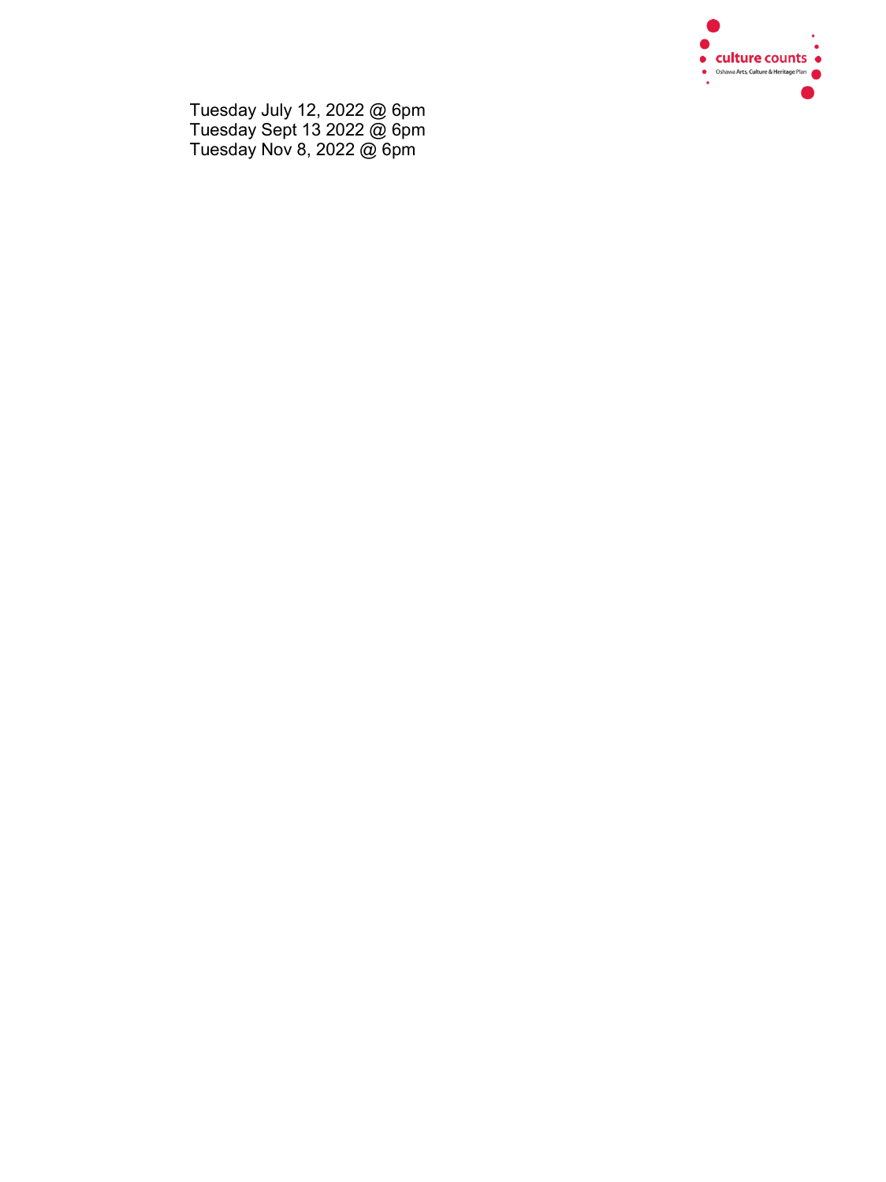Tuesday July 12, 2022 @ 6pm
Tuesday Sept 13 2022 @ 6pm
Tuesday Nov 8, 2022 @ 6pm